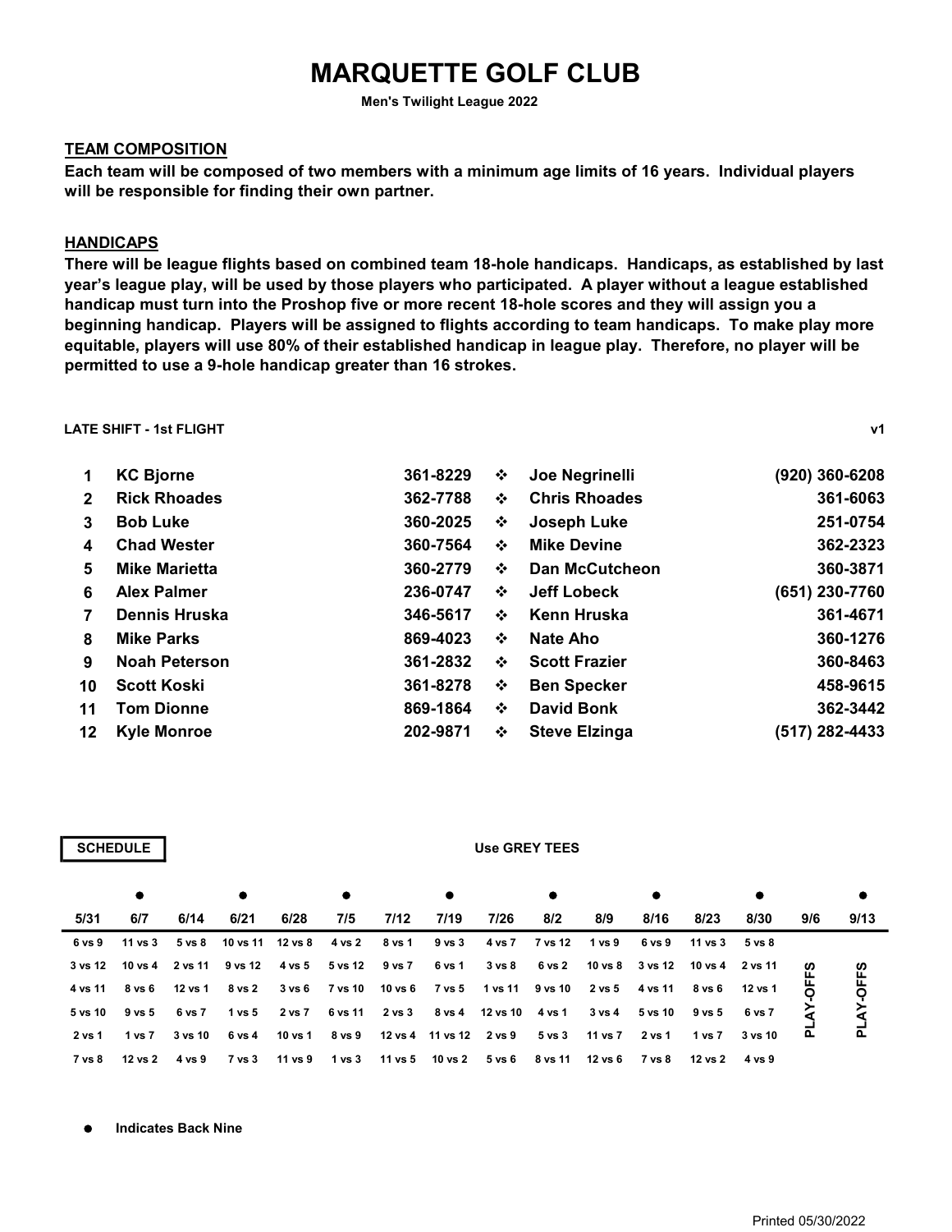# MARQUETTE GOLF CLUB

**Men's Twilight League 2022**

## TEAM COMPOSITION

**Each team will be composed of two members with a minimum age limits of 16 years. Individual players will be responsible for finding their own partner.**

## HANDICAPS

**There will be league flights based on combined team 18-hole handicaps. Handicaps, as established by last year's league play, will be used by those players who participated. A player without a league established handicap must turn into the Proshop five or more recent 18-hole scores and they will assign you a beginning handicap. Players will be assigned to flights according to team handicaps. To make play more equitable, players will use 80% of their established handicap in league play. Therefore, no player will be permitted to use a 9-hole handicap greater than 16 strokes.**

**LATE SHIFT - 1st FLIGHT** **v1**

| # | Player | Phone | | Player | Phone |
|---|---|---|---|---|---|
| 1 | KC Bjorne | 361-8229 | ❖ | Joe Negrinelli | (920) 360-6208 |
| 2 | Rick Rhoades | 362-7788 | ❖ | Chris Rhoades | 361-6063 |
| 3 | Bob Luke | 360-2025 | ❖ | Joseph Luke | 251-0754 |
| 4 | Chad Wester | 360-7564 | ❖ | Mike Devine | 362-2323 |
| 5 | Mike Marietta | 360-2779 | ❖ | Dan McCutcheon | 360-3871 |
| 6 | Alex Palmer | 236-0747 | ❖ | Jeff Lobeck | (651) 230-7760 |
| 7 | Dennis Hruska | 346-5617 | ❖ | Kenn Hruska | 361-4671 |
| 8 | Mike Parks | 869-4023 | ❖ | Nate Aho | 360-1276 |
| 9 | Noah Peterson | 361-2832 | ❖ | Scott Frazier | 360-8463 |
| 10 | Scott Koski | 361-8278 | ❖ | Ben Specker | 458-9615 |
| 11 | Tom Dionne | 869-1864 | ❖ | David Bonk | 362-3442 |
| 12 | Kyle Monroe | 202-9871 | ❖ | Steve Elzinga | (517) 282-4433 |

**SCHEDULE** **Use GREY TEES**

| | ● | | ● | | ● | | ● | | ● | | ● | | ● | | ● |
|---|---|---|---|---|---|---|---|---|---|---|---|---|---|---|---|
| **5/31** | **6/7** | **6/14** | **6/21** | **6/28** | **7/5** | **7/12** | **7/19** | **7/26** | **8/2** | **8/9** | **8/16** | **8/23** | **8/30** | **9/6** | **9/13** |
| 6 vs 9 | 11 vs 3 | 5 vs 8 | 10 vs 11 | 12 vs 8 | 4 vs 2 | 8 vs 1 | 9 vs 3 | 4 vs 7 | 7 vs 12 | 1 vs 9 | 6 vs 9 | 11 vs 3 | 5 vs 8 | PLAY-OFFS | PLAY-OFFS |
| 3 vs 12 | 10 vs 4 | 2 vs 11 | 9 vs 12 | 4 vs 5 | 5 vs 12 | 9 vs 7 | 6 vs 1 | 3 vs 8 | 6 vs 2 | 10 vs 8 | 3 vs 12 | 10 vs 4 | 2 vs 11 | | |
| 4 vs 11 | 8 vs 6 | 12 vs 1 | 8 vs 2 | 3 vs 6 | 7 vs 10 | 10 vs 6 | 7 vs 5 | 1 vs 11 | 9 vs 10 | 2 vs 5 | 4 vs 11 | 8 vs 6 | 12 vs 1 | | |
| 5 vs 10 | 9 vs 5 | 6 vs 7 | 1 vs 5 | 2 vs 7 | 6 vs 11 | 2 vs 3 | 8 vs 4 | 12 vs 10 | 4 vs 1 | 3 vs 4 | 5 vs 10 | 9 vs 5 | 6 vs 7 | | |
| 2 vs 1 | 1 vs 7 | 3 vs 10 | 6 vs 4 | 10 vs 1 | 8 vs 9 | 12 vs 4 | 11 vs 12 | 2 vs 9 | 5 vs 3 | 11 vs 7 | 2 vs 1 | 1 vs 7 | 3 vs 10 | | |
| 7 vs 8 | 12 vs 2 | 4 vs 9 | 7 vs 3 | 11 vs 9 | 1 vs 3 | 11 vs 5 | 10 vs 2 | 5 vs 6 | 8 vs 11 | 12 vs 6 | 7 vs 8 | 12 vs 2 | 4 vs 9 | | |

● **Indicates Back Nine**

Printed 05/30/2022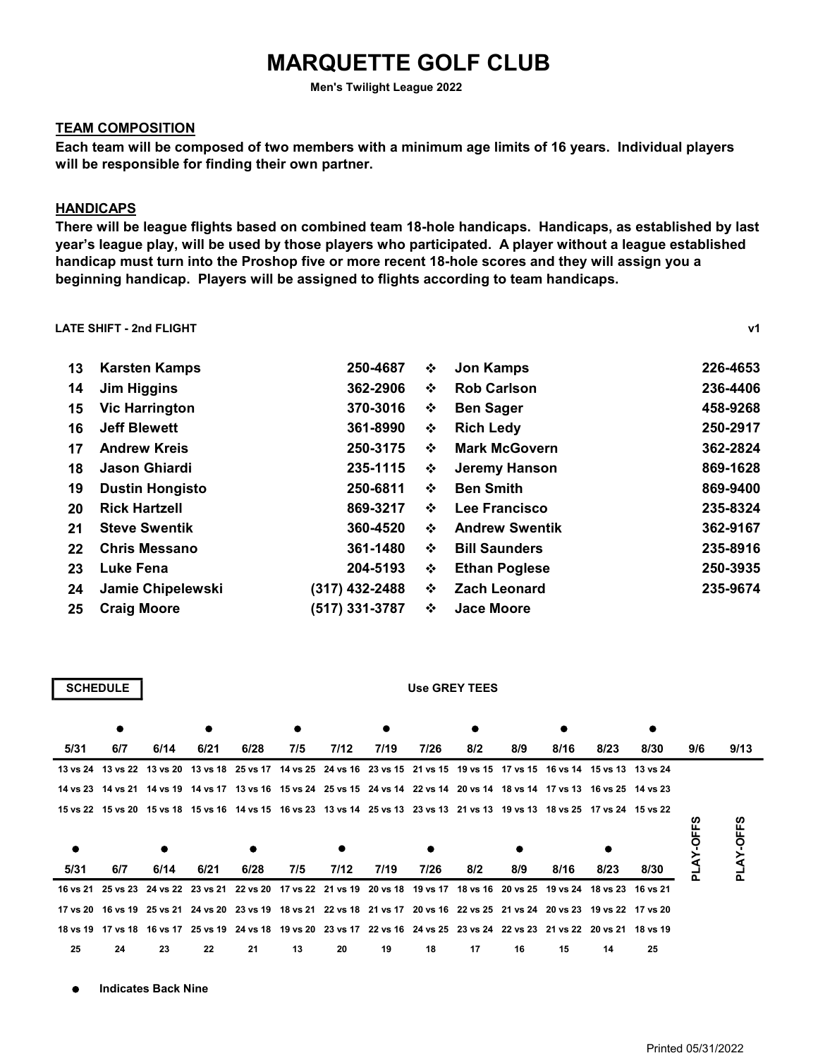# MARQUETTE GOLF CLUB

**Men's Twilight League 2022**

## TEAM COMPOSITION

**Each team will be composed of two members with a minimum age limits of 16 years. Individual players will be responsible for finding their own partner.**

## HANDICAPS

**There will be league flights based on combined team 18-hole handicaps. Handicaps, as established by last year's league play, will be used by those players who participated. A player without a league established handicap must turn into the Proshop five or more recent 18-hole scores and they will assign you a beginning handicap. Players will be assigned to flights according to team handicaps.**

**LATE SHIFT - 2nd FLIGHT** **v1**

| # | Player | Phone | | Player | Phone |
|---|---|---|---|---|---|
| 13 | Karsten Kamps | 250-4687 | ❖ | Jon Kamps | 226-4653 |
| 14 | Jim Higgins | 362-2906 | ❖ | Rob Carlson | 236-4406 |
| 15 | Vic Harrington | 370-3016 | ❖ | Ben Sager | 458-9268 |
| 16 | Jeff Blewett | 361-8990 | ❖ | Rich Ledy | 250-2917 |
| 17 | Andrew Kreis | 250-3175 | ❖ | Mark McGovern | 362-2824 |
| 18 | Jason Ghiardi | 235-1115 | ❖ | Jeremy Hanson | 869-1628 |
| 19 | Dustin Hongisto | 250-6811 | ❖ | Ben Smith | 869-9400 |
| 20 | Rick Hartzell | 869-3217 | ❖ | Lee Francisco | 235-8324 |
| 21 | Steve Swentik | 360-4520 | ❖ | Andrew Swentik | 362-9167 |
| 22 | Chris Messano | 361-1480 | ❖ | Bill Saunders | 235-8916 |
| 23 | Luke Fena | 204-5193 | ❖ | Ethan Poglese | 250-3935 |
| 24 | Jamie Chipelewski | (317) 432-2488 | ❖ | Zach Leonard | 235-9674 |
| 25 | Craig Moore | (517) 331-3787 | ❖ | Jace Moore | |

**SCHEDULE** **Use GREY TEES**

| 5/31 | 6/7 ● | 6/14 | 6/21 ● | 6/28 | 7/5 ● | 7/12 | 7/19 ● | 7/26 | 8/2 ● | 8/9 | 8/16 ● | 8/23 | 8/30 ● | 9/6 | 9/13 |
|---|---|---|---|---|---|---|---|---|---|---|---|---|---|---|---|
| 13 vs 24 | 13 vs 22 | 13 vs 20 | 13 vs 18 | 25 vs 17 | 14 vs 25 | 24 vs 16 | 23 vs 15 | 21 vs 15 | 19 vs 15 | 17 vs 15 | 16 vs 14 | 15 vs 13 | 13 vs 24 | PLAY-OFFS | PLAY-OFFS |
| 14 vs 23 | 14 vs 21 | 14 vs 19 | 14 vs 17 | 13 vs 16 | 15 vs 24 | 25 vs 15 | 24 vs 14 | 22 vs 14 | 20 vs 14 | 18 vs 14 | 17 vs 13 | 16 vs 25 | 14 vs 23 | | |
| 15 vs 22 | 15 vs 20 | 15 vs 18 | 15 vs 16 | 14 vs 15 | 16 vs 23 | 13 vs 14 | 25 vs 13 | 23 vs 13 | 21 vs 13 | 19 vs 13 | 18 vs 25 | 17 vs 24 | 15 vs 22 | | |

| 5/31 ● | 6/7 | 6/14 ● | 6/21 | 6/28 ● | 7/5 | 7/12 ● | 7/19 | 7/26 ● | 8/2 | 8/9 ● | 8/16 | 8/23 ● | 8/30 |
|---|---|---|---|---|---|---|---|---|---|---|---|---|---|
| 16 vs 21 | 25 vs 23 | 24 vs 22 | 23 vs 21 | 22 vs 20 | 17 vs 22 | 21 vs 19 | 20 vs 18 | 19 vs 17 | 18 vs 16 | 20 vs 25 | 19 vs 24 | 18 vs 23 | 16 vs 21 |
| 17 vs 20 | 16 vs 19 | 25 vs 21 | 24 vs 20 | 23 vs 19 | 18 vs 21 | 22 vs 18 | 21 vs 17 | 20 vs 16 | 22 vs 25 | 21 vs 24 | 20 vs 23 | 19 vs 22 | 17 vs 20 |
| 18 vs 19 | 17 vs 18 | 16 vs 17 | 25 vs 19 | 24 vs 18 | 19 vs 20 | 23 vs 17 | 22 vs 16 | 24 vs 25 | 23 vs 24 | 22 vs 23 | 21 vs 22 | 20 vs 21 | 18 vs 19 |
| 25 | 24 | 23 | 22 | 21 | 13 | 20 | 19 | 18 | 17 | 16 | 15 | 14 | 25 |

● **Indicates Back Nine**

Printed 05/31/2022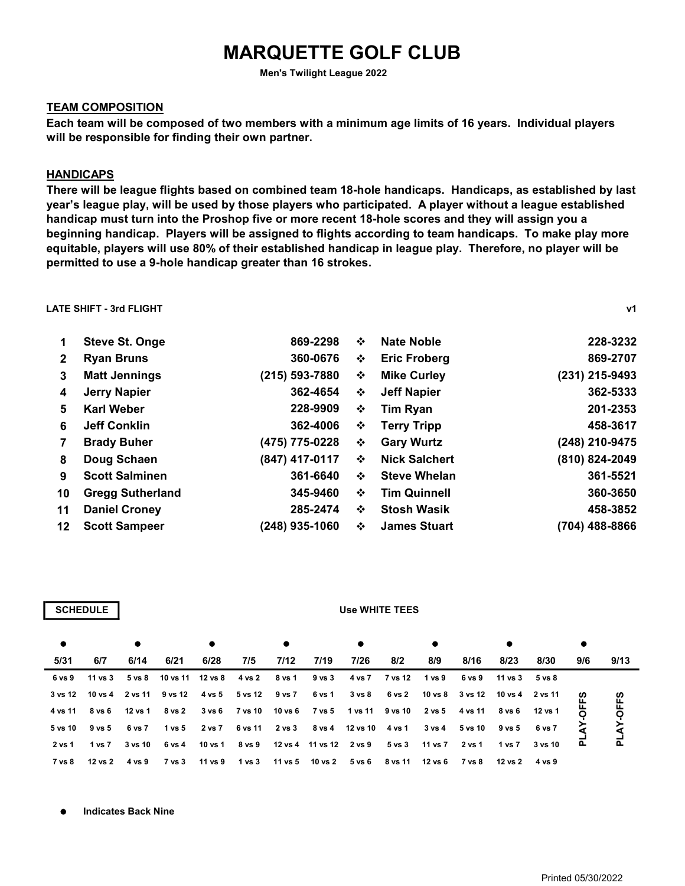# MARQUETTE GOLF CLUB

**Men's Twilight League 2022**

## TEAM COMPOSITION

**Each team will be composed of two members with a minimum age limits of 16 years. Individual players will be responsible for finding their own partner.**

## HANDICAPS

**There will be league flights based on combined team 18-hole handicaps. Handicaps, as established by last year's league play, will be used by those players who participated. A player without a league established handicap must turn into the Proshop five or more recent 18-hole scores and they will assign you a beginning handicap. Players will be assigned to flights according to team handicaps. To make play more equitable, players will use 80% of their established handicap in league play. Therefore, no player will be permitted to use a 9-hole handicap greater than 16 strokes.**

**LATE SHIFT - 3rd FLIGHT** v1

| | | | | | |
|---|---|---|---|---|---|
| 1 | Steve St. Onge | 869-2298 | ❖ | Nate Noble | 228-3232 |
| 2 | Ryan Bruns | 360-0676 | ❖ | Eric Froberg | 869-2707 |
| 3 | Matt Jennings | (215) 593-7880 | ❖ | Mike Curley | (231) 215-9493 |
| 4 | Jerry Napier | 362-4654 | ❖ | Jeff Napier | 362-5333 |
| 5 | Karl Weber | 228-9909 | ❖ | Tim Ryan | 201-2353 |
| 6 | Jeff Conklin | 362-4006 | ❖ | Terry Tripp | 458-3617 |
| 7 | Brady Buher | (475) 775-0228 | ❖ | Gary Wurtz | (248) 210-9475 |
| 8 | Doug Schaen | (847) 417-0117 | ❖ | Nick Salchert | (810) 824-2049 |
| 9 | Scott Salminen | 361-6640 | ❖ | Steve Whelan | 361-5521 |
| 10 | Gregg Sutherland | 345-9460 | ❖ | Tim Quinnell | 360-3650 |
| 11 | Daniel Croney | 285-2474 | ❖ | Stosh Wasik | 458-3852 |
| 12 | Scott Sampeer | (248) 935-1060 | ❖ | James Stuart | (704) 488-8866 |

**SCHEDULE**

**Use WHITE TEES**

| ● | | ● | | ● | | ● | | ● | | ● | | ● | | ● | |
|---|---|---|---|---|---|---|---|---|---|---|---|---|---|---|---|
| 5/31 | 6/7 | 6/14 | 6/21 | 6/28 | 7/5 | 7/12 | 7/19 | 7/26 | 8/2 | 8/9 | 8/16 | 8/23 | 8/30 | 9/6 | 9/13 |
| 6 vs 9 | 11 vs 3 | 5 vs 8 | 10 vs 11 | 12 vs 8 | 4 vs 2 | 8 vs 1 | 9 vs 3 | 4 vs 7 | 7 vs 12 | 1 vs 9 | 6 vs 9 | 11 vs 3 | 5 vs 8 | PLAY-OFFS | PLAY-OFFS |
| 3 vs 12 | 10 vs 4 | 2 vs 11 | 9 vs 12 | 4 vs 5 | 5 vs 12 | 9 vs 7 | 6 vs 1 | 3 vs 8 | 6 vs 2 | 10 vs 8 | 3 vs 12 | 10 vs 4 | 2 vs 11 | | |
| 4 vs 11 | 8 vs 6 | 12 vs 1 | 8 vs 2 | 3 vs 6 | 7 vs 10 | 10 vs 6 | 7 vs 5 | 1 vs 11 | 9 vs 10 | 2 vs 5 | 4 vs 11 | 8 vs 6 | 12 vs 1 | | |
| 5 vs 10 | 9 vs 5 | 6 vs 7 | 1 vs 5 | 2 vs 7 | 6 vs 11 | 2 vs 3 | 8 vs 4 | 12 vs 10 | 4 vs 1 | 3 vs 4 | 5 vs 10 | 9 vs 5 | 6 vs 7 | | |
| 2 vs 1 | 1 vs 7 | 3 vs 10 | 6 vs 4 | 10 vs 1 | 8 vs 9 | 12 vs 4 | 11 vs 12 | 2 vs 9 | 5 vs 3 | 11 vs 7 | 2 vs 1 | 1 vs 7 | 3 vs 10 | | |
| 7 vs 8 | 12 vs 2 | 4 vs 9 | 7 vs 3 | 11 vs 9 | 1 vs 3 | 11 vs 5 | 10 vs 2 | 5 vs 6 | 8 vs 11 | 12 vs 6 | 7 vs 8 | 12 vs 2 | 4 vs 9 | | |

● **Indicates Back Nine**

Printed 05/30/2022